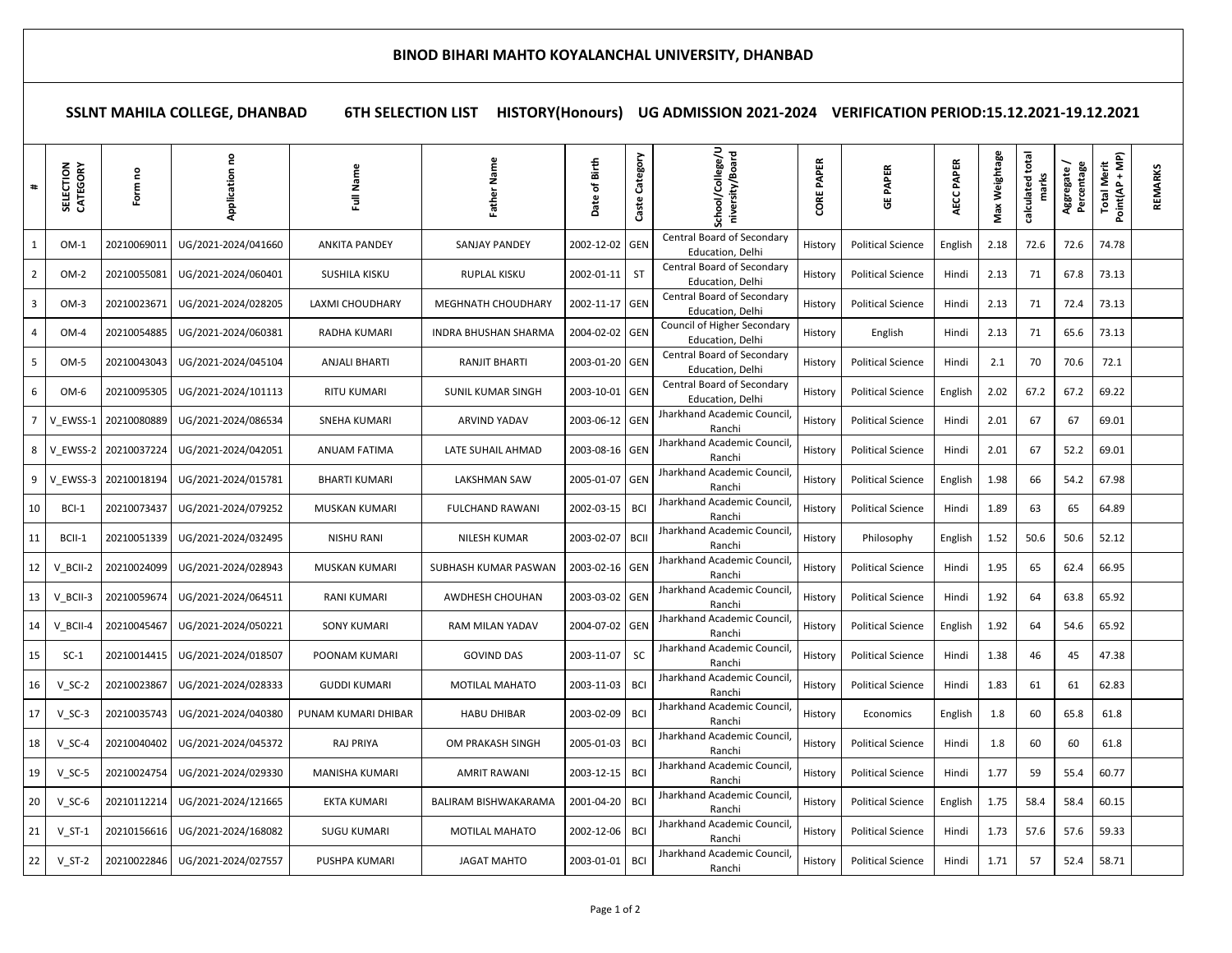# BINOD BIHARI MAHTO KOYALANCHAL UNIVERSITY, DHANBAD

## SSLNT MAHILA COLLEGE, DHANBAD 6TH SELECTION LIST HISTORY(Honours) UG ADMISSION 2021-2024 VERIFICATION PERIOD:15.12.2021-19.12.2021

| # | SELECTION CATEGORY | Form no | Application no | Full Name | Father Name | Date of Birth | Caste Category | School/College/University/Board | CORE PAPER | GE PAPER | AECC PAPER | Max Weightage | calculated total marks | Aggregate / Percentage | Total Merit Point(AP + MP) | REMARKS |
|---|---|---|---|---|---|---|---|---|---|---|---|---|---|---|---|---|
| 1 | OM-1 | 20210069011 | UG/2021-2024/041660 | ANKITA PANDEY | SANJAY PANDEY | 2002-12-02 | GEN | Central Board of Secondary Education, Delhi | History | Political Science | English | 2.18 | 72.6 | 72.6 | 74.78 | |
| 2 | OM-2 | 20210055081 | UG/2021-2024/060401 | SUSHILA KISKU | RUPLAL KISKU | 2002-01-11 | ST | Central Board of Secondary Education, Delhi | History | Political Science | Hindi | 2.13 | 71 | 67.8 | 73.13 | |
| 3 | OM-3 | 20210023671 | UG/2021-2024/028205 | LAXMI CHOUDHARY | MEGHNATH CHOUDHARY | 2002-11-17 | GEN | Central Board of Secondary Education, Delhi | History | Political Science | Hindi | 2.13 | 71 | 72.4 | 73.13 | |
| 4 | OM-4 | 20210054885 | UG/2021-2024/060381 | RADHA KUMARI | INDRA BHUSHAN SHARMA | 2004-02-02 | GEN | Council of Higher Secondary Education, Delhi | History | English | Hindi | 2.13 | 71 | 65.6 | 73.13 | |
| 5 | OM-5 | 20210043043 | UG/2021-2024/045104 | ANJALI BHARTI | RANJIT BHARTI | 2003-01-20 | GEN | Central Board of Secondary Education, Delhi | History | Political Science | Hindi | 2.1 | 70 | 70.6 | 72.1 | |
| 6 | OM-6 | 20210095305 | UG/2021-2024/101113 | RITU KUMARI | SUNIL KUMAR SINGH | 2003-10-01 | GEN | Central Board of Secondary Education, Delhi | History | Political Science | English | 2.02 | 67.2 | 67.2 | 69.22 | |
| 7 | V_EWSS-1 | 20210080889 | UG/2021-2024/086534 | SNEHA KUMARI | ARVIND YADAV | 2003-06-12 | GEN | Jharkhand Academic Council, Ranchi | History | Political Science | Hindi | 2.01 | 67 | 67 | 69.01 | |
| 8 | V_EWSS-2 | 20210037224 | UG/2021-2024/042051 | ANUAM FATIMA | LATE SUHAIL AHMAD | 2003-08-16 | GEN | Jharkhand Academic Council, Ranchi | History | Political Science | Hindi | 2.01 | 67 | 52.2 | 69.01 | |
| 9 | V_EWSS-3 | 20210018194 | UG/2021-2024/015781 | BHARTI KUMARI | LAKSHMAN SAW | 2005-01-07 | GEN | Jharkhand Academic Council, Ranchi | History | Political Science | English | 1.98 | 66 | 54.2 | 67.98 | |
| 10 | BCI-1 | 20210073437 | UG/2021-2024/079252 | MUSKAN KUMARI | FULCHAND RAWANI | 2002-03-15 | BCI | Jharkhand Academic Council, Ranchi | History | Political Science | Hindi | 1.89 | 63 | 65 | 64.89 | |
| 11 | BCII-1 | 20210051339 | UG/2021-2024/032495 | NISHU RANI | NILESH KUMAR | 2003-02-07 | BCII | Jharkhand Academic Council, Ranchi | History | Philosophy | English | 1.52 | 50.6 | 50.6 | 52.12 | |
| 12 | V_BCII-2 | 20210024099 | UG/2021-2024/028943 | MUSKAN KUMARI | SUBHASH KUMAR PASWAN | 2003-02-16 | GEN | Jharkhand Academic Council, Ranchi | History | Political Science | Hindi | 1.95 | 65 | 62.4 | 66.95 | |
| 13 | V_BCII-3 | 20210059674 | UG/2021-2024/064511 | RANI KUMARI | AWDHESH CHOUHAN | 2003-03-02 | GEN | Jharkhand Academic Council, Ranchi | History | Political Science | Hindi | 1.92 | 64 | 63.8 | 65.92 | |
| 14 | V_BCII-4 | 20210045467 | UG/2021-2024/050221 | SONY KUMARI | RAM MILAN YADAV | 2004-07-02 | GEN | Jharkhand Academic Council, Ranchi | History | Political Science | English | 1.92 | 64 | 54.6 | 65.92 | |
| 15 | SC-1 | 20210014415 | UG/2021-2024/018507 | POONAM KUMARI | GOVIND DAS | 2003-11-07 | SC | Jharkhand Academic Council, Ranchi | History | Political Science | Hindi | 1.38 | 46 | 45 | 47.38 | |
| 16 | V_SC-2 | 20210023867 | UG/2021-2024/028333 | GUDDI KUMARI | MOTILAL MAHATO | 2003-11-03 | BCI | Jharkhand Academic Council, Ranchi | History | Political Science | Hindi | 1.83 | 61 | 61 | 62.83 | |
| 17 | V_SC-3 | 20210035743 | UG/2021-2024/040380 | PUNAM KUMARI DHIBAR | HABU DHIBAR | 2003-02-09 | BCI | Jharkhand Academic Council, Ranchi | History | Economics | English | 1.8 | 60 | 65.8 | 61.8 | |
| 18 | V_SC-4 | 20210040402 | UG/2021-2024/045372 | RAJ PRIYA | OM PRAKASH SINGH | 2005-01-03 | BCI | Jharkhand Academic Council, Ranchi | History | Political Science | Hindi | 1.8 | 60 | 60 | 61.8 | |
| 19 | V_SC-5 | 20210024754 | UG/2021-2024/029330 | MANISHA KUMARI | AMRIT RAWANI | 2003-12-15 | BCI | Jharkhand Academic Council, Ranchi | History | Political Science | Hindi | 1.77 | 59 | 55.4 | 60.77 | |
| 20 | V_SC-6 | 20210112214 | UG/2021-2024/121665 | EKTA KUMARI | BALIRAM BISHWAKARAMA | 2001-04-20 | BCI | Jharkhand Academic Council, Ranchi | History | Political Science | English | 1.75 | 58.4 | 58.4 | 60.15 | |
| 21 | V_ST-1 | 20210156616 | UG/2021-2024/168082 | SUGU KUMARI | MOTILAL MAHATO | 2002-12-06 | BCI | Jharkhand Academic Council, Ranchi | History | Political Science | Hindi | 1.73 | 57.6 | 57.6 | 59.33 | |
| 22 | V_ST-2 | 20210022846 | UG/2021-2024/027557 | PUSHPA KUMARI | JAGAT MAHTO | 2003-01-01 | BCI | Jharkhand Academic Council, Ranchi | History | Political Science | Hindi | 1.71 | 57 | 52.4 | 58.71 | |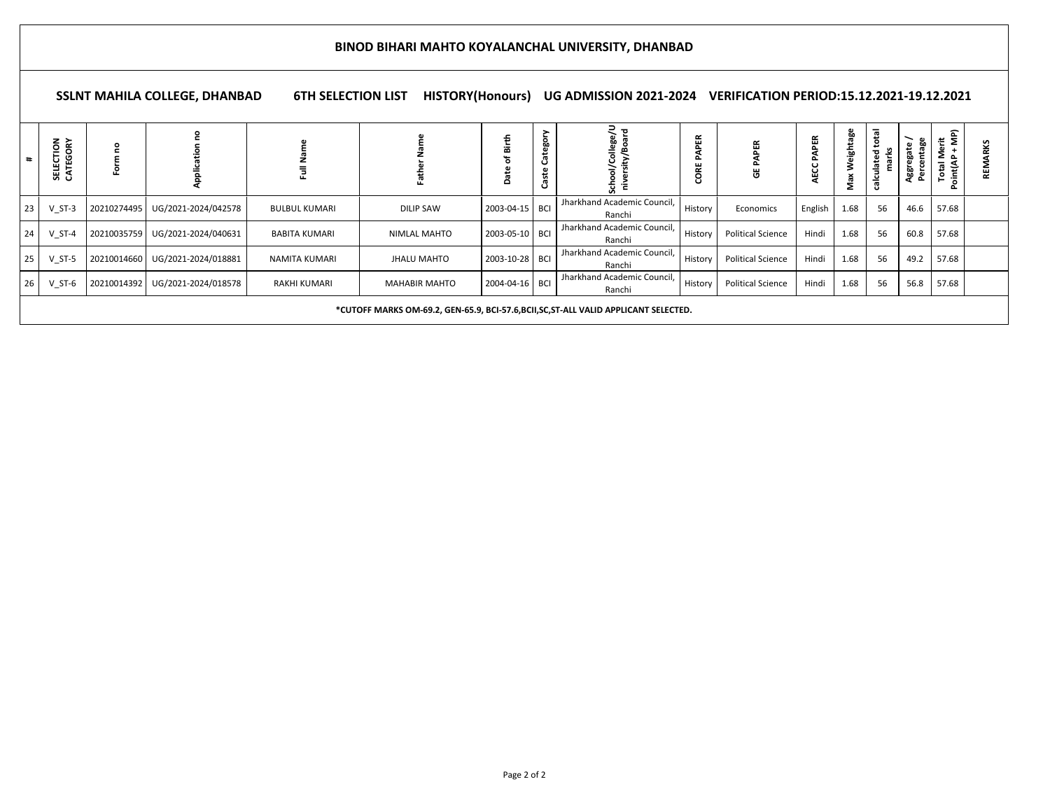## BINOD BIHARI MAHTO KOYALANCHAL UNIVERSITY, DHANBAD

### SSLNT MAHILA COLLEGE, DHANBAD 6TH SELECTION LIST HISTORY(Honours) UG ADMISSION 2021-2024 VERIFICATION PERIOD:15.12.2021-19.12.2021

| # | SELECTION CATEGORY | Form no | Application no | Full Name | Father Name | Date of Birth | Caste Category | School/College/University/Board | CORE PAPER | GE PAPER | AECC PAPER | Max Weightage | calculated total marks | Aggregate / Percentage | Total Merit Point(AP + MP) | REMARKS |
|---|---|---|---|---|---|---|---|---|---|---|---|---|---|---|---|---|
| 23 | V_ST-3 | 20210274495 | UG/2021-2024/042578 | BULBUL KUMARI | DILIP SAW | 2003-04-15 | BCI | Jharkhand Academic Council, Ranchi | History | Economics | English | 1.68 | 56 | 46.6 | 57.68 | |
| 24 | V_ST-4 | 20210035759 | UG/2021-2024/040631 | BABITA KUMARI | NIMLAL MAHTO | 2003-05-10 | BCI | Jharkhand Academic Council, Ranchi | History | Political Science | Hindi | 1.68 | 56 | 60.8 | 57.68 | |
| 25 | V_ST-5 | 20210014660 | UG/2021-2024/018881 | NAMITA KUMARI | JHALU MAHTO | 2003-10-28 | BCI | Jharkhand Academic Council, Ranchi | History | Political Science | Hindi | 1.68 | 56 | 49.2 | 57.68 | |
| 26 | V_ST-6 | 20210014392 | UG/2021-2024/018578 | RAKHI KUMARI | MAHABIR MAHTO | 2004-04-16 | BCI | Jharkhand Academic Council, Ranchi | History | Political Science | Hindi | 1.68 | 56 | 56.8 | 57.68 | |

*CUTOFF MARKS OM-69.2, GEN-65.9, BCI-57.6,BCII,SC,ST-ALL VALID APPLICANT SELECTED.